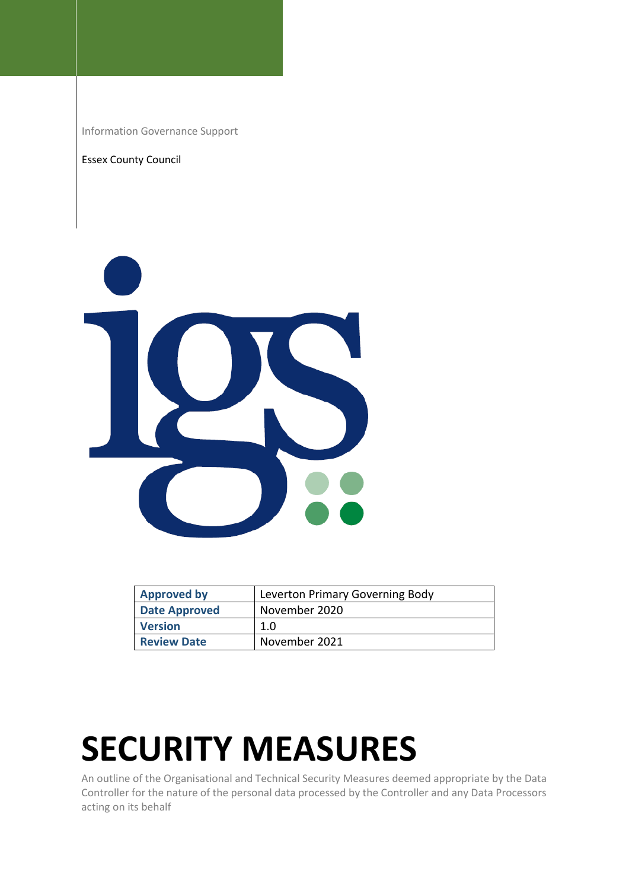Information Governance Support

Essex County Council

| Approved by | Leverton Primary Governing Body |
| --- | --- |
| Date Approved | November 2020 |
| Version | 1.0 |
| Review Date | November 2021 |

# SECURITY MEASURES

An outline of the Organisational and Technical Security Measures deemed appropriate by the Data Controller for the nature of the personal data processed by the Controller and any Data Processors acting on its behalf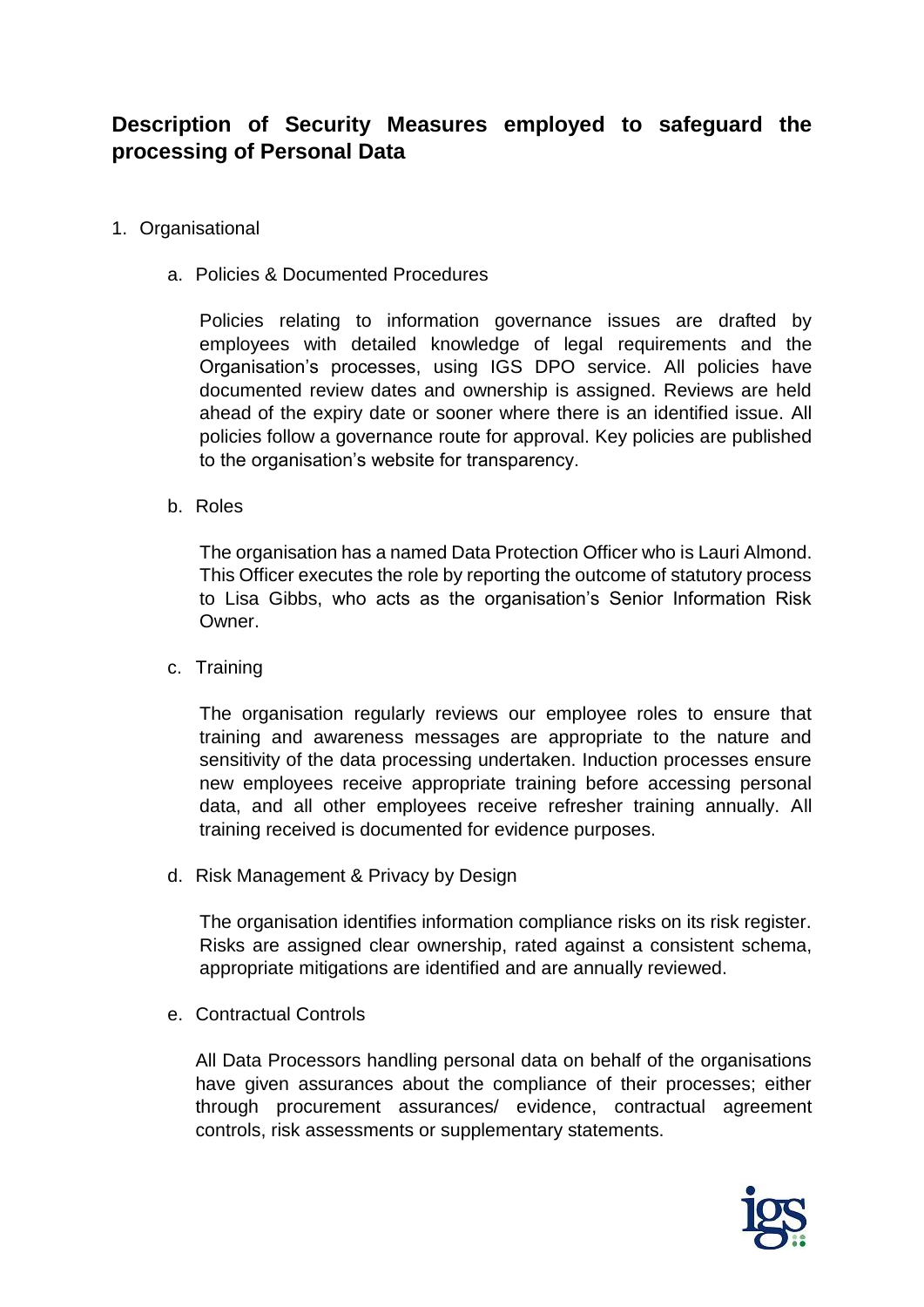## Description of Security Measures employed to safeguard the processing of Personal Data

1. Organisational

   a. Policies & Documented Procedures

      Policies relating to information governance issues are drafted by employees with detailed knowledge of legal requirements and the Organisation's processes, using IGS DPO service. All policies have documented review dates and ownership is assigned. Reviews are held ahead of the expiry date or sooner where there is an identified issue. All policies follow a governance route for approval. Key policies are published to the organisation's website for transparency.

   b. Roles

      The organisation has a named Data Protection Officer who is Lauri Almond. This Officer executes the role by reporting the outcome of statutory process to Lisa Gibbs, who acts as the organisation's Senior Information Risk Owner.

   c. Training

      The organisation regularly reviews our employee roles to ensure that training and awareness messages are appropriate to the nature and sensitivity of the data processing undertaken. Induction processes ensure new employees receive appropriate training before accessing personal data, and all other employees receive refresher training annually. All training received is documented for evidence purposes.

   d. Risk Management & Privacy by Design

      The organisation identifies information compliance risks on its risk register. Risks are assigned clear ownership, rated against a consistent schema, appropriate mitigations are identified and are annually reviewed.

   e. Contractual Controls

      All Data Processors handling personal data on behalf of the organisations have given assurances about the compliance of their processes; either through procurement assurances/ evidence, contractual agreement controls, risk assessments or supplementary statements.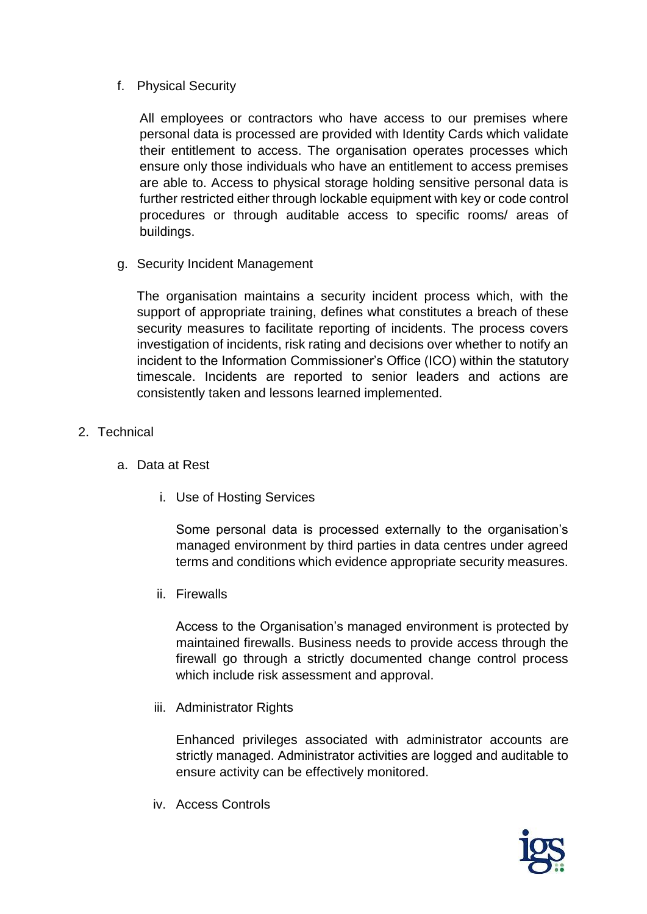f. Physical Security

All employees or contractors who have access to our premises where personal data is processed are provided with Identity Cards which validate their entitlement to access. The organisation operates processes which ensure only those individuals who have an entitlement to access premises are able to. Access to physical storage holding sensitive personal data is further restricted either through lockable equipment with key or code control procedures or through auditable access to specific rooms/ areas of buildings.

g. Security Incident Management

The organisation maintains a security incident process which, with the support of appropriate training, defines what constitutes a breach of these security measures to facilitate reporting of incidents. The process covers investigation of incidents, risk rating and decisions over whether to notify an incident to the Information Commissioner's Office (ICO) within the statutory timescale. Incidents are reported to senior leaders and actions are consistently taken and lessons learned implemented.

2. Technical

a. Data at Rest

i. Use of Hosting Services

Some personal data is processed externally to the organisation's managed environment by third parties in data centres under agreed terms and conditions which evidence appropriate security measures.

ii. Firewalls

Access to the Organisation's managed environment is protected by maintained firewalls. Business needs to provide access through the firewall go through a strictly documented change control process which include risk assessment and approval.

iii. Administrator Rights

Enhanced privileges associated with administrator accounts are strictly managed. Administrator activities are logged and auditable to ensure activity can be effectively monitored.

iv. Access Controls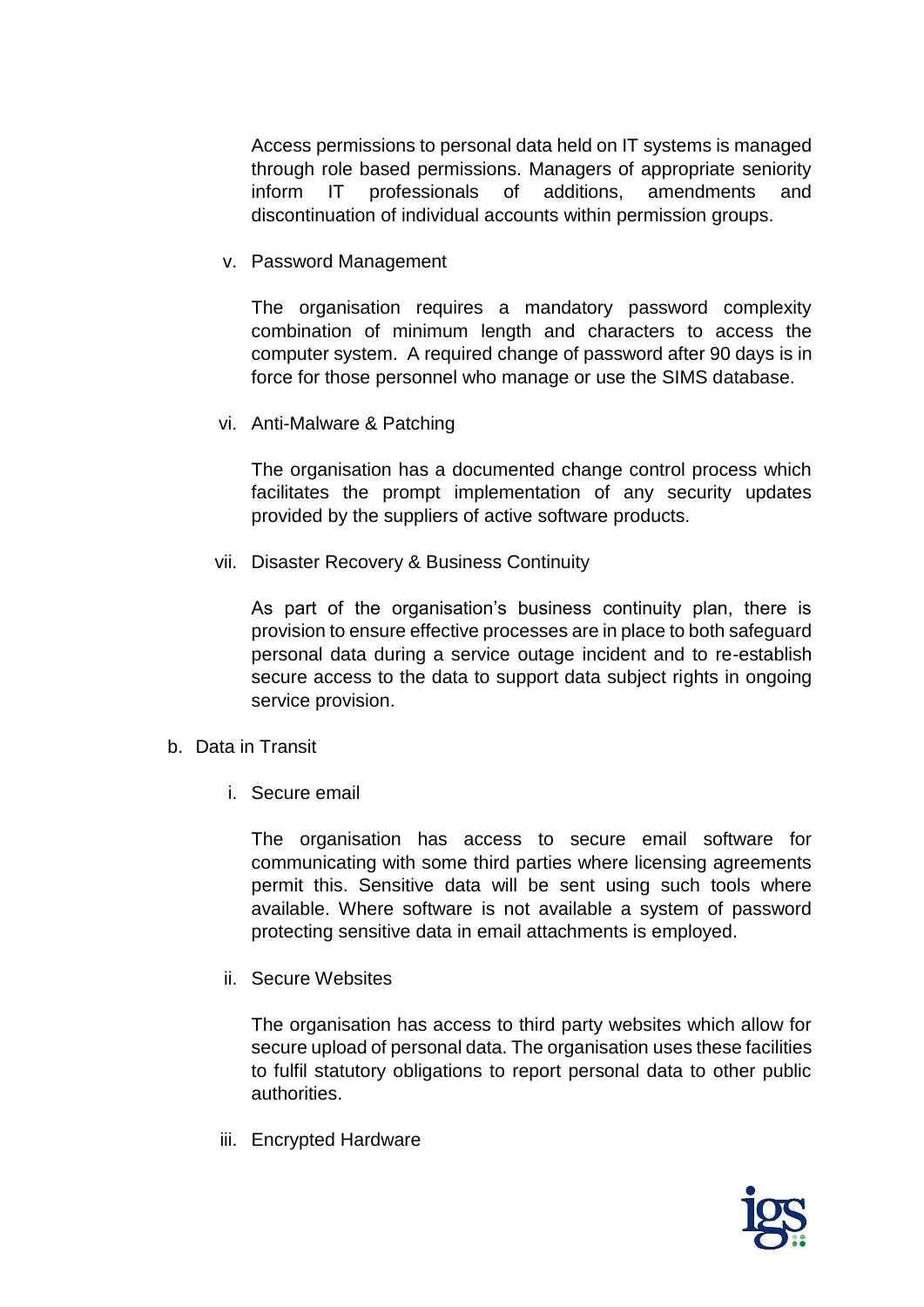Access permissions to personal data held on IT systems is managed through role based permissions. Managers of appropriate seniority inform IT professionals of additions, amendments and discontinuation of individual accounts within permission groups.

v. Password Management

The organisation requires a mandatory password complexity combination of minimum length and characters to access the computer system. A required change of password after 90 days is in force for those personnel who manage or use the SIMS database.

vi. Anti-Malware & Patching

The organisation has a documented change control process which facilitates the prompt implementation of any security updates provided by the suppliers of active software products.

vii. Disaster Recovery & Business Continuity

As part of the organisation's business continuity plan, there is provision to ensure effective processes are in place to both safeguard personal data during a service outage incident and to re-establish secure access to the data to support data subject rights in ongoing service provision.

b. Data in Transit

i. Secure email

The organisation has access to secure email software for communicating with some third parties where licensing agreements permit this. Sensitive data will be sent using such tools where available. Where software is not available a system of password protecting sensitive data in email attachments is employed.

ii. Secure Websites

The organisation has access to third party websites which allow for secure upload of personal data. The organisation uses these facilities to fulfil statutory obligations to report personal data to other public authorities.

iii. Encrypted Hardware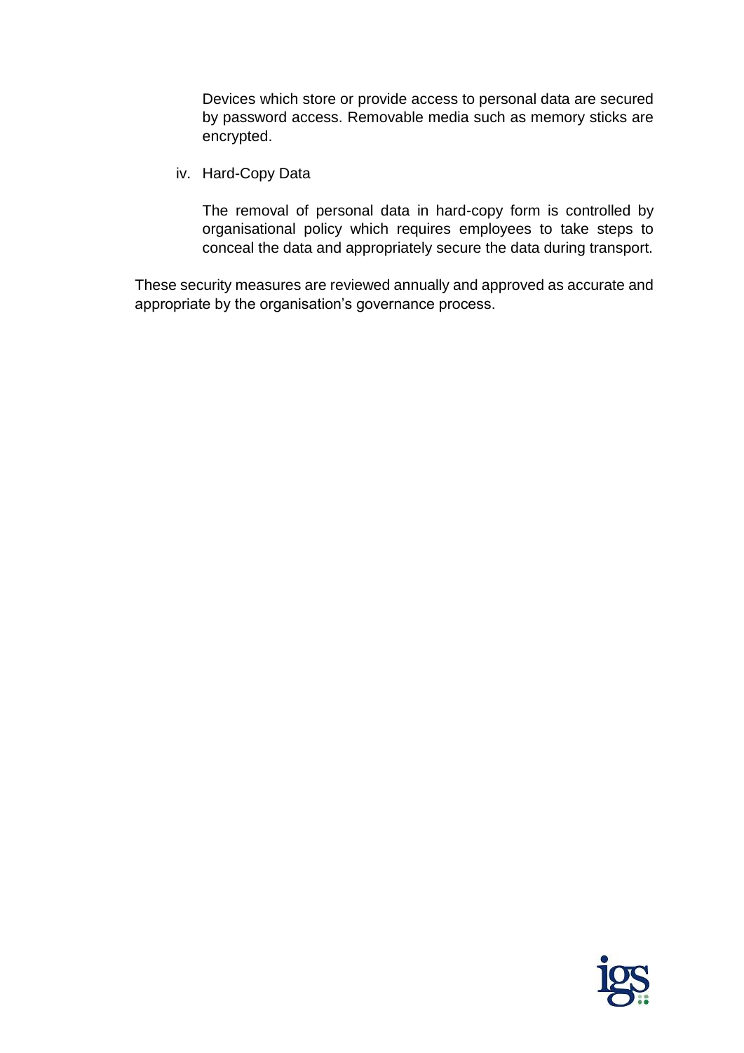Devices which store or provide access to personal data are secured by password access. Removable media such as memory sticks are encrypted.

iv. Hard-Copy Data

The removal of personal data in hard-copy form is controlled by organisational policy which requires employees to take steps to conceal the data and appropriately secure the data during transport.

These security measures are reviewed annually and approved as accurate and appropriate by the organisation's governance process.